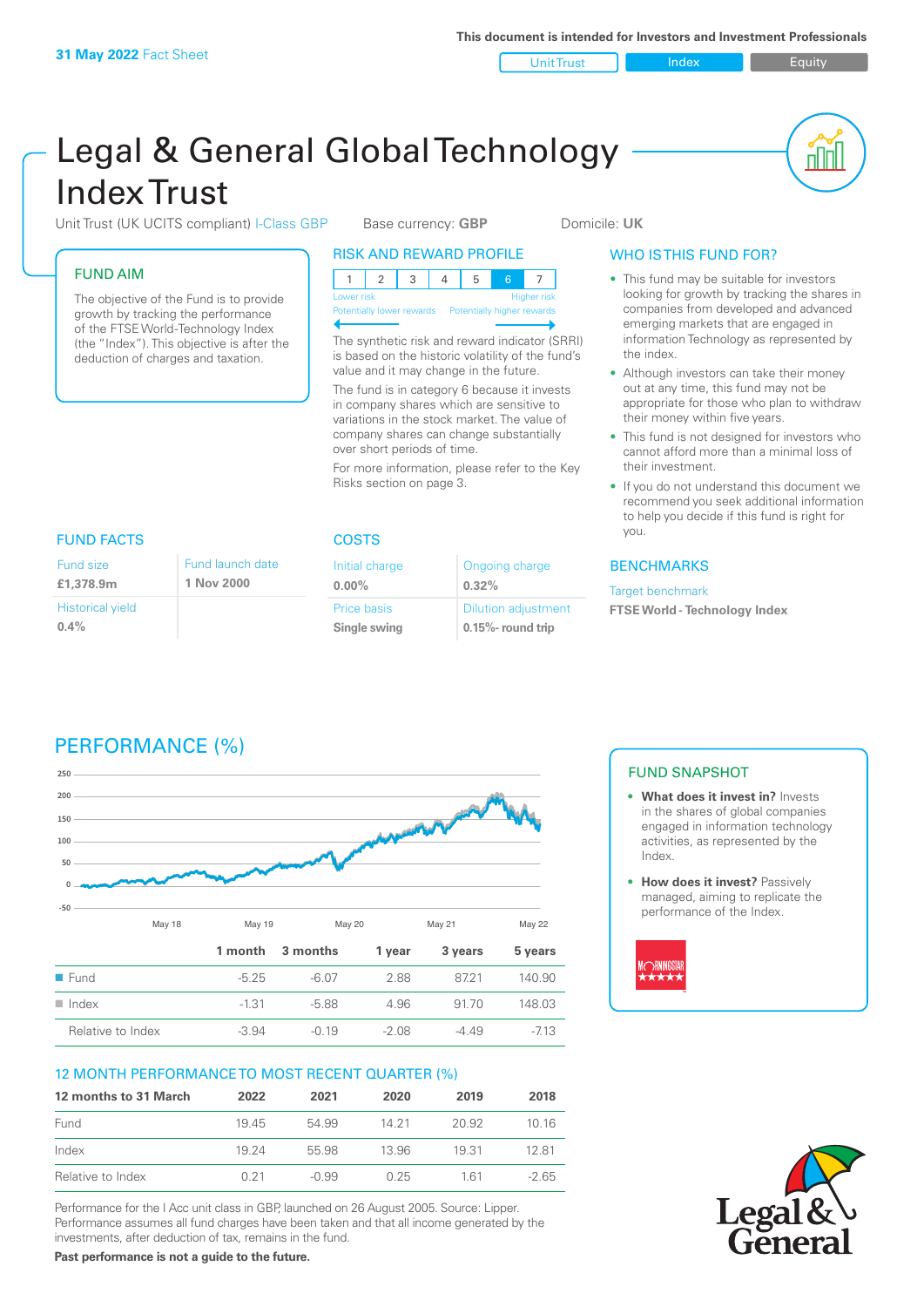**31 May 2022** Fact Sheet

This document is intended for Investors and Investment Professionals

Unit Trust | Index | Equity

# Legal & General Global Technology Index Trust

Unit Trust (UK UCITS compliant) I-Class GBP    Base currency: **GBP**    Domicile: **UK**

## FUND AIM

The objective of the Fund is to provide growth by tracking the performance of the FTSE World-Technology Index (the "Index"). This objective is after the deduction of charges and taxation.

## RISK AND REWARD PROFILE

| 1 | 2 | 3 | 4 | 5 | 6 | 7 |
|---|---|---|---|---|---|---|

Lower risk — Potentially lower rewards | Higher risk — Potentially higher rewards

The synthetic risk and reward indicator (SRRI) is based on the historic volatility of the fund's value and it may change in the future.

The fund is in category 6 because it invests in company shares which are sensitive to variations in the stock market. The value of company shares can change substantially over short periods of time.

For more information, please refer to the Key Risks section on page 3.

## WHO IS THIS FUND FOR?

- This fund may be suitable for investors looking for growth by tracking the shares in companies from developed and advanced emerging markets that are engaged in information Technology as represented by the index.
- Although investors can take their money out at any time, this fund may not be appropriate for those who plan to withdraw their money within five years.
- This fund is not designed for investors who cannot afford more than a minimal loss of their investment.
- If you do not understand this document we recommend you seek additional information to help you decide if this fund is right for you.

## FUND FACTS

| Fund size | Fund launch date |
|---|---|
| **£1,378.9m** | **1 Nov 2000** |
| Historical yield | |
| **0.4%** | |

## COSTS

| Initial charge | Ongoing charge |
|---|---|
| **0.00%** | **0.32%** |
| Price basis | Dilution adjustment |
| **Single swing** | **0.15%- round trip** |

## BENCHMARKS

Target benchmark

**FTSE World - Technology Index**

## PERFORMANCE (%)

| | 1 month | 3 months | 1 year | 3 years | 5 years |
|---|---|---|---|---|---|
| Fund | -5.25 | -6.07 | 2.88 | 87.21 | 140.90 |
| Index | -1.31 | -5.88 | 4.96 | 91.70 | 148.03 |
| Relative to Index | -3.94 | -0.19 | -2.08 | -4.49 | -7.13 |

## 12 MONTH PERFORMANCE TO MOST RECENT QUARTER (%)

| 12 months to 31 March | 2022 | 2021 | 2020 | 2019 | 2018 |
|---|---|---|---|---|---|
| Fund | 19.45 | 54.99 | 14.21 | 20.92 | 10.16 |
| Index | 19.24 | 55.98 | 13.96 | 19.31 | 12.81 |
| Relative to Index | 0.21 | -0.99 | 0.25 | 1.61 | -2.65 |

Performance for the I Acc unit class in GBP, launched on 26 August 2005. Source: Lipper. Performance assumes all fund charges have been taken and that all income generated by the investments, after deduction of tax, remains in the fund.

**Past performance is not a guide to the future.**

## FUND SNAPSHOT

- **What does it invest in?** Invests in the shares of global companies engaged in information technology activities, as represented by the Index.
- **How does it invest?** Passively managed, aiming to replicate the performance of the Index.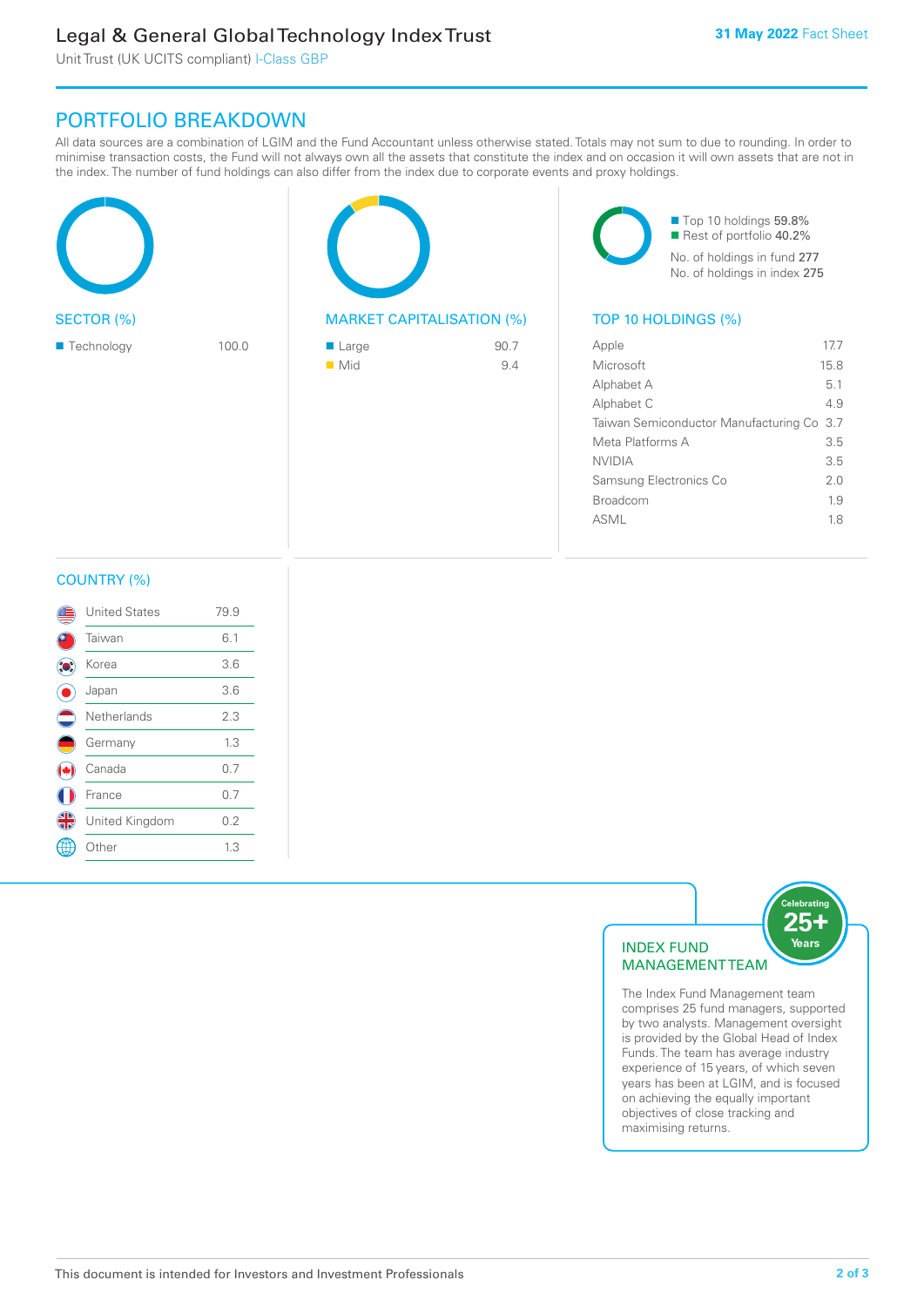# PORTFOLIO BREAKDOWN

All data sources are a combination of LGIM and the Fund Accountant unless otherwise stated. Totals may not sum to due to rounding. In order to minimise transaction costs, the Fund will not always own all the assets that constitute the index and on occasion it will own assets that are not in the index. The number of fund holdings can also differ from the index due to corporate events and proxy holdings.

## SECTOR (%)

| Sector | % |
|---|---|
| Technology | 100.0 |

## MARKET CAPITALISATION (%)

| Market Capitalisation | % |
|---|---|
| Large | 90.7 |
| Mid | 9.4 |

- Top 10 holdings 59.8%
- Rest of portfolio 40.2%

No. of holdings in fund 277

No. of holdings in index 275

## TOP 10 HOLDINGS (%)

| Holding | % |
|---|---|
| Apple | 17.7 |
| Microsoft | 15.8 |
| Alphabet A | 5.1 |
| Alphabet C | 4.9 |
| Taiwan Semiconductor Manufacturing Co | 3.7 |
| Meta Platforms A | 3.5 |
| NVIDIA | 3.5 |
| Samsung Electronics Co | 2.0 |
| Broadcom | 1.9 |
| ASML | 1.8 |

## COUNTRY (%)

| Country | % |
|---|---|
| United States | 79.9 |
| Taiwan | 6.1 |
| Korea | 3.6 |
| Japan | 3.6 |
| Netherlands | 2.3 |
| Germany | 1.3 |
| Canada | 0.7 |
| France | 0.7 |
| United Kingdom | 0.2 |
| Other | 1.3 |

## INDEX FUND MANAGEMENT TEAM

Celebrating 25+ Years

The Index Fund Management team comprises 25 fund managers, supported by two analysts. Management oversight is provided by the Global Head of Index Funds. The team has average industry experience of 15 years, of which seven years has been at LGIM, and is focused on achieving the equally important objectives of close tracking and maximising returns.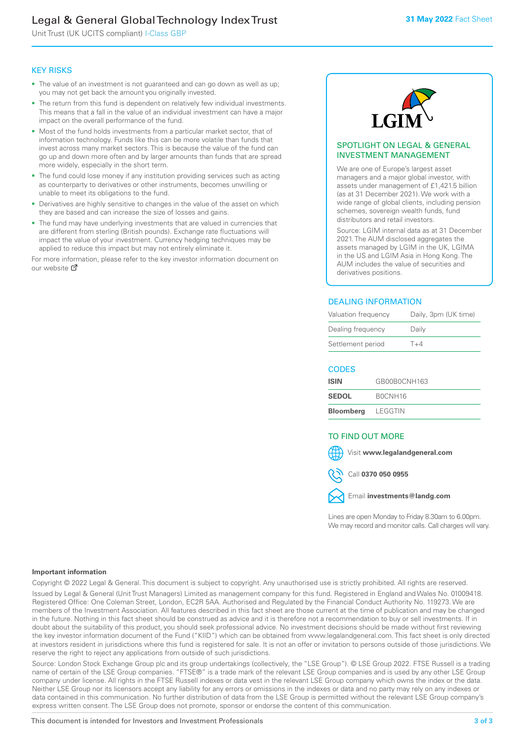# Legal & General Global Technology Index Trust

Unit Trust (UK UCITS compliant) I-Class GBP

31 May 2022 Fact Sheet

## KEY RISKS

- The value of an investment is not guaranteed and can go down as well as up; you may not get back the amount you originally invested.
- The return from this fund is dependent on relatively few individual investments. This means that a fall in the value of an individual investment can have a major impact on the overall performance of the fund.
- Most of the fund holds investments from a particular market sector, that of information technology. Funds like this can be more volatile than funds that invest across many market sectors. This is because the value of the fund can go up and down more often and by larger amounts than funds that are spread more widely, especially in the short term.
- The fund could lose money if any institution providing services such as acting as counterparty to derivatives or other instruments, becomes unwilling or unable to meet its obligations to the fund.
- Derivatives are highly sensitive to changes in the value of the asset on which they are based and can increase the size of losses and gains.
- The fund may have underlying investments that are valued in currencies that are different from sterling (British pounds). Exchange rate fluctuations will impact the value of your investment. Currency hedging techniques may be applied to reduce this impact but may not entirely eliminate it.

For more information, please refer to the key investor information document on our website

## SPOTLIGHT ON LEGAL & GENERAL INVESTMENT MANAGEMENT

We are one of Europe's largest asset managers and a major global investor, with assets under management of £1,421.5 billion (as at 31 December 2021). We work with a wide range of global clients, including pension schemes, sovereign wealth funds, fund distributors and retail investors.

Source: LGIM internal data as at 31 December 2021. The AUM disclosed aggregates the assets managed by LGIM in the UK, LGIMA in the US and LGIM Asia in Hong Kong. The AUM includes the value of securities and derivatives positions.

## DEALING INFORMATION

| | |
|---|---|
| Valuation frequency | Daily, 3pm (UK time) |
| Dealing frequency | Daily |
| Settlement period | T+4 |

## CODES

| | |
|---|---|
| **ISIN** | GB00B0CNH163 |
| **SEDOL** | B0CNH16 |
| **Bloomberg** | LEGGTIN |

## TO FIND OUT MORE

Visit **www.legalandgeneral.com**

Call **0370 050 0955**

Email **investments@landg.com**

Lines are open Monday to Friday 8.30am to 6.00pm. We may record and monitor calls. Call charges will vary.

**Important information**

Copyright © 2022 Legal & General. This document is subject to copyright. Any unauthorised use is strictly prohibited. All rights are reserved.

Issued by Legal & General (Unit Trust Managers) Limited as management company for this fund. Registered in England and Wales No. 01009418. Registered Office: One Coleman Street, London, EC2R 5AA. Authorised and Regulated by the Financial Conduct Authority No. 119273. We are members of the Investment Association. All features described in this fact sheet are those current at the time of publication and may be changed in the future. Nothing in this fact sheet should be construed as advice and it is therefore not a recommendation to buy or sell investments. If in doubt about the suitability of this product, you should seek professional advice. No investment decisions should be made without first reviewing the key investor information document of the Fund ("KIID") which can be obtained from www.legalandgeneral.com. This fact sheet is only directed at investors resident in jurisdictions where this fund is registered for sale. It is not an offer or invitation to persons outside of those jurisdictions. We reserve the right to reject any applications from outside of such jurisdictions.

Source: London Stock Exchange Group plc and its group undertakings (collectively, the "LSE Group"). © LSE Group 2022. FTSE Russell is a trading name of certain of the LSE Group companies. "FTSE®" is a trade mark of the relevant LSE Group companies and is used by any other LSE Group company under license. All rights in the FTSE Russell indexes or data vest in the relevant LSE Group company which owns the index or the data. Neither LSE Group nor its licensors accept any liability for any errors or omissions in the indexes or data and no party may rely on any indexes or data contained in this communication. No further distribution of data from the LSE Group is permitted without the relevant LSE Group company's express written consent. The LSE Group does not promote, sponsor or endorse the content of this communication.

This document is intended for Investors and Investment Professionals